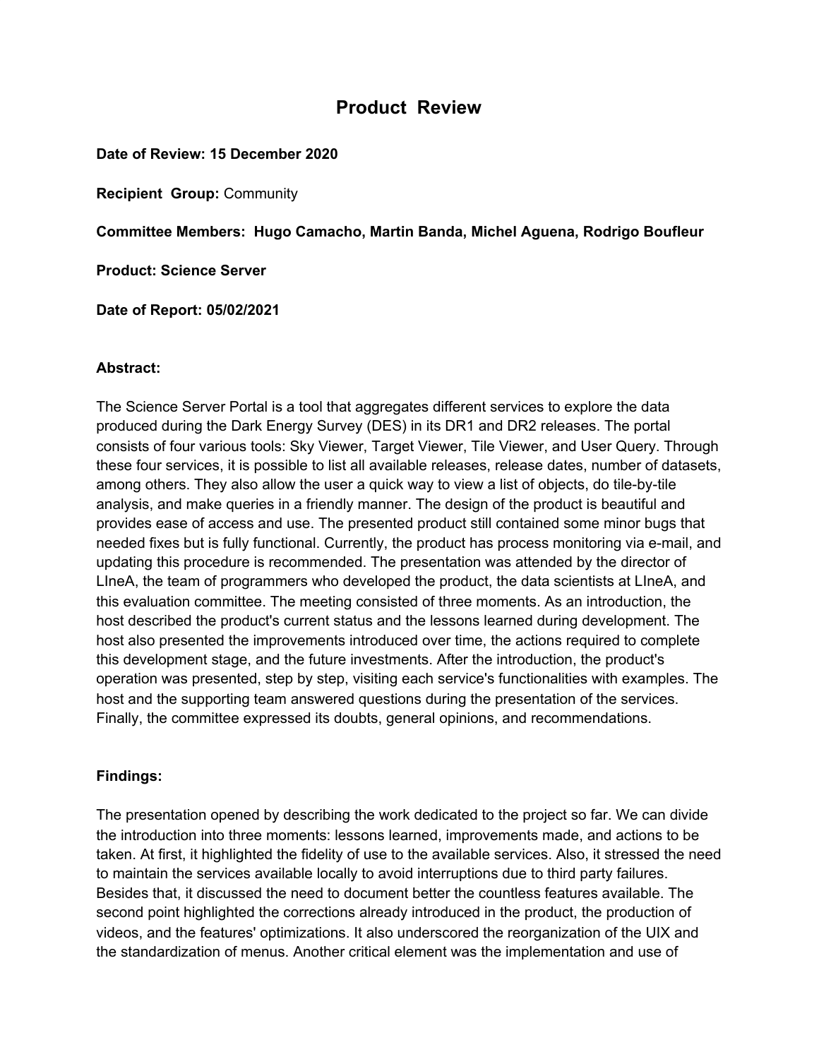# Product Review

**Date of Review: 15 December 2020**

**Recipient Group:** Community

**Committee Members: Hugo Camacho, Martin Banda, Michel Aguena, Rodrigo Boufleur**

**Product: Science Server**

**Date of Report: 05/02/2021**

**Abstract:**

The Science Server Portal is a tool that aggregates different services to explore the data produced during the Dark Energy Survey (DES) in its DR1 and DR2 releases. The portal consists of four various tools: Sky Viewer, Target Viewer, Tile Viewer, and User Query. Through these four services, it is possible to list all available releases, release dates, number of datasets, among others. They also allow the user a quick way to view a list of objects, do tile-by-tile analysis, and make queries in a friendly manner. The design of the product is beautiful and provides ease of access and use. The presented product still contained some minor bugs that needed fixes but is fully functional. Currently, the product has process monitoring via e-mail, and updating this procedure is recommended. The presentation was attended by the director of LIneA, the team of programmers who developed the product, the data scientists at LIneA, and this evaluation committee. The meeting consisted of three moments. As an introduction, the host described the product's current status and the lessons learned during development. The host also presented the improvements introduced over time, the actions required to complete this development stage, and the future investments. After the introduction, the product's operation was presented, step by step, visiting each service's functionalities with examples. The host and the supporting team answered questions during the presentation of the services. Finally, the committee expressed its doubts, general opinions, and recommendations.

**Findings:**

The presentation opened by describing the work dedicated to the project so far. We can divide the introduction into three moments: lessons learned, improvements made, and actions to be taken. At first, it highlighted the fidelity of use to the available services. Also, it stressed the need to maintain the services available locally to avoid interruptions due to third party failures. Besides that, it discussed the need to document better the countless features available. The second point highlighted the corrections already introduced in the product, the production of videos, and the features' optimizations. It also underscored the reorganization of the UIX and the standardization of menus. Another critical element was the implementation and use of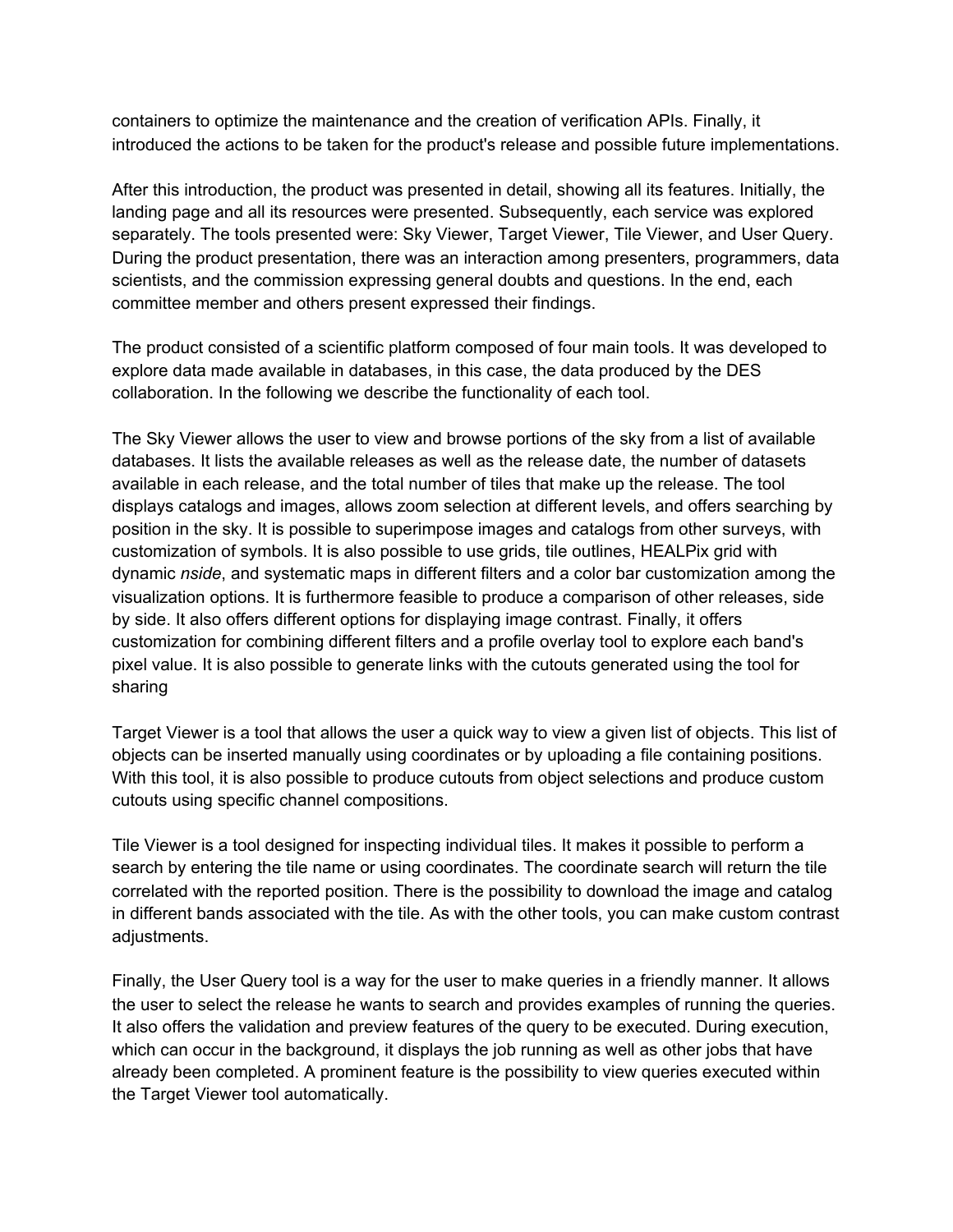containers to optimize the maintenance and the creation of verification APIs. Finally, it introduced the actions to be taken for the product's release and possible future implementations.

After this introduction, the product was presented in detail, showing all its features. Initially, the landing page and all its resources were presented. Subsequently, each service was explored separately. The tools presented were: Sky Viewer, Target Viewer, Tile Viewer, and User Query. During the product presentation, there was an interaction among presenters, programmers, data scientists, and the commission expressing general doubts and questions. In the end, each committee member and others present expressed their findings.

The product consisted of a scientific platform composed of four main tools. It was developed to explore data made available in databases, in this case, the data produced by the DES collaboration. In the following we describe the functionality of each tool.

The Sky Viewer allows the user to view and browse portions of the sky from a list of available databases. It lists the available releases as well as the release date, the number of datasets available in each release, and the total number of tiles that make up the release. The tool displays catalogs and images, allows zoom selection at different levels, and offers searching by position in the sky. It is possible to superimpose images and catalogs from other surveys, with customization of symbols. It is also possible to use grids, tile outlines, HEALPix grid with dynamic *nside*, and systematic maps in different filters and a color bar customization among the visualization options. It is furthermore feasible to produce a comparison of other releases, side by side. It also offers different options for displaying image contrast. Finally, it offers customization for combining different filters and a profile overlay tool to explore each band's pixel value. It is also possible to generate links with the cutouts generated using the tool for sharing

Target Viewer is a tool that allows the user a quick way to view a given list of objects. This list of objects can be inserted manually using coordinates or by uploading a file containing positions. With this tool, it is also possible to produce cutouts from object selections and produce custom cutouts using specific channel compositions.

Tile Viewer is a tool designed for inspecting individual tiles. It makes it possible to perform a search by entering the tile name or using coordinates. The coordinate search will return the tile correlated with the reported position. There is the possibility to download the image and catalog in different bands associated with the tile. As with the other tools, you can make custom contrast adjustments.

Finally, the User Query tool is a way for the user to make queries in a friendly manner. It allows the user to select the release he wants to search and provides examples of running the queries. It also offers the validation and preview features of the query to be executed. During execution, which can occur in the background, it displays the job running as well as other jobs that have already been completed. A prominent feature is the possibility to view queries executed within the Target Viewer tool automatically.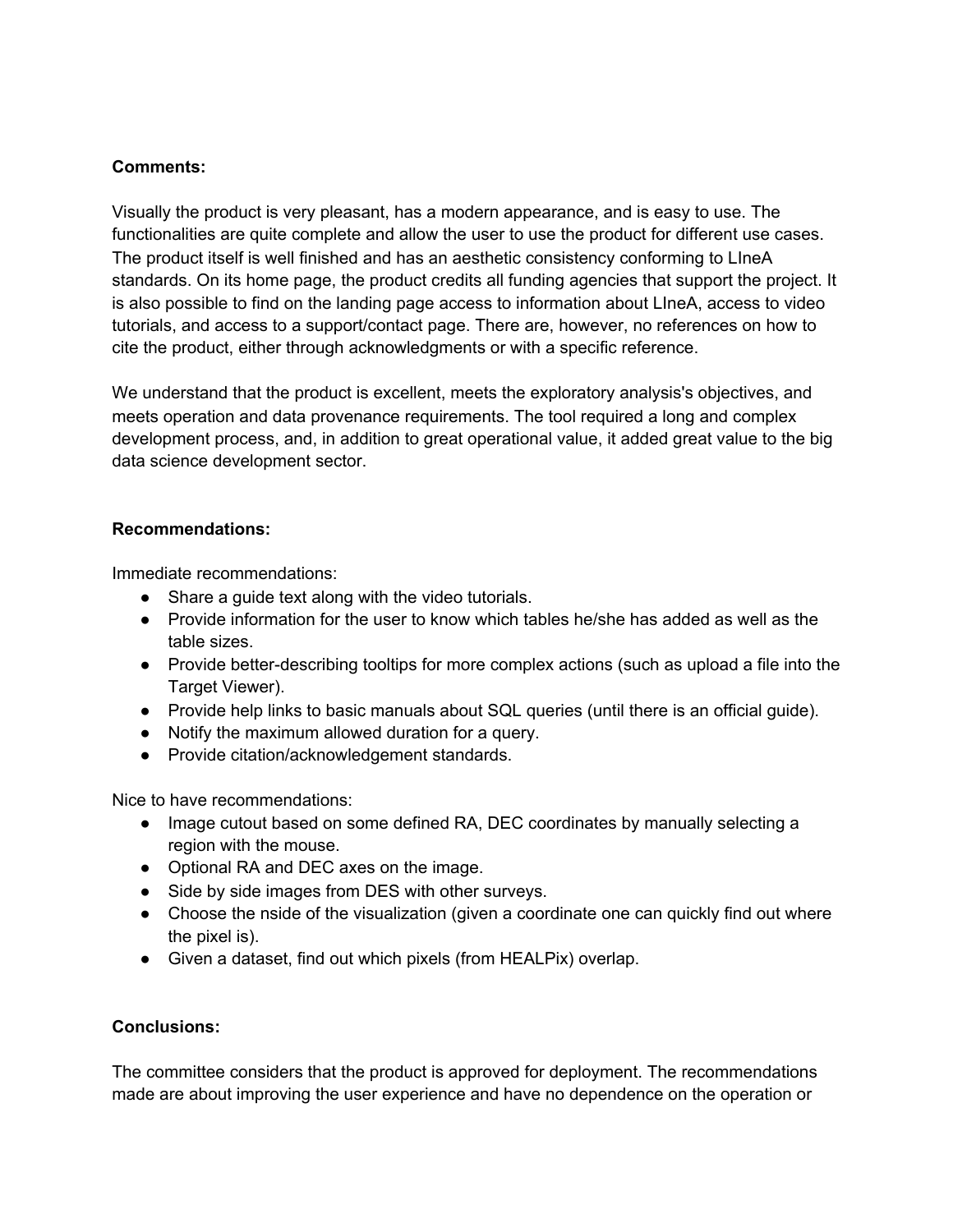**Comments:**

Visually the product is very pleasant, has a modern appearance, and is easy to use. The functionalities are quite complete and allow the user to use the product for different use cases. The product itself is well finished and has an aesthetic consistency conforming to LIneA standards. On its home page, the product credits all funding agencies that support the project. It is also possible to find on the landing page access to information about LIneA, access to video tutorials, and access to a support/contact page. There are, however, no references on how to cite the product, either through acknowledgments or with a specific reference.

We understand that the product is excellent, meets the exploratory analysis's objectives, and meets operation and data provenance requirements. The tool required a long and complex development process, and, in addition to great operational value, it added great value to the big data science development sector.

**Recommendations:**

Immediate recommendations:

- Share a guide text along with the video tutorials.
- Provide information for the user to know which tables he/she has added as well as the table sizes.
- Provide better-describing tooltips for more complex actions (such as upload a file into the Target Viewer).
- Provide help links to basic manuals about SQL queries (until there is an official guide).
- Notify the maximum allowed duration for a query.
- Provide citation/acknowledgement standards.

Nice to have recommendations:

- Image cutout based on some defined RA, DEC coordinates by manually selecting a region with the mouse.
- Optional RA and DEC axes on the image.
- Side by side images from DES with other surveys.
- Choose the nside of the visualization (given a coordinate one can quickly find out where the pixel is).
- Given a dataset, find out which pixels (from HEALPix) overlap.

**Conclusions:**

The committee considers that the product is approved for deployment. The recommendations made are about improving the user experience and have no dependence on the operation or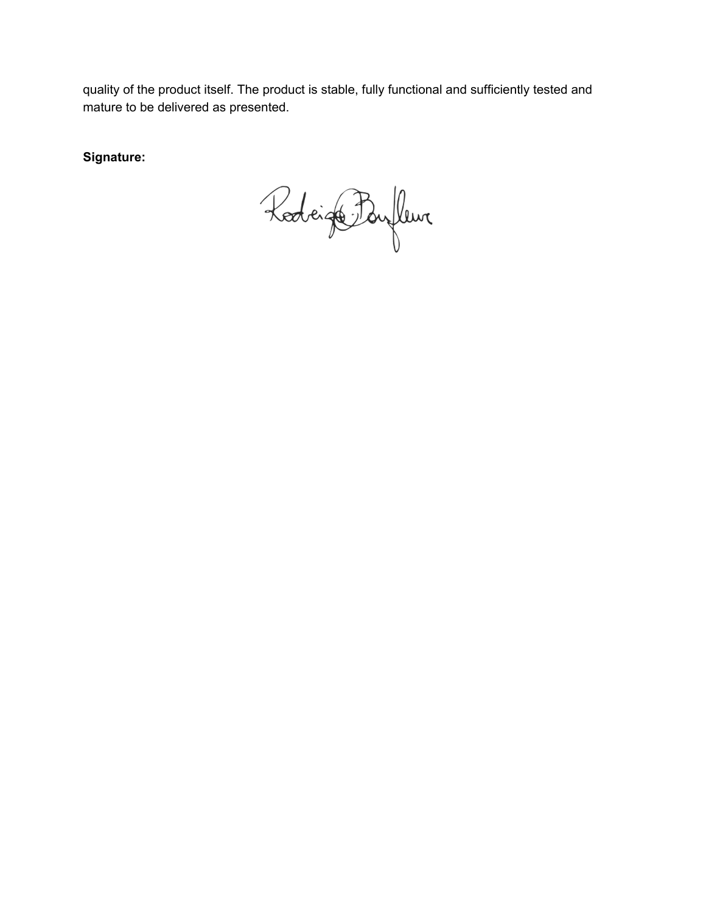quality of the product itself. The product is stable, fully functional and sufficiently tested and mature to be delivered as presented.

**Signature:**